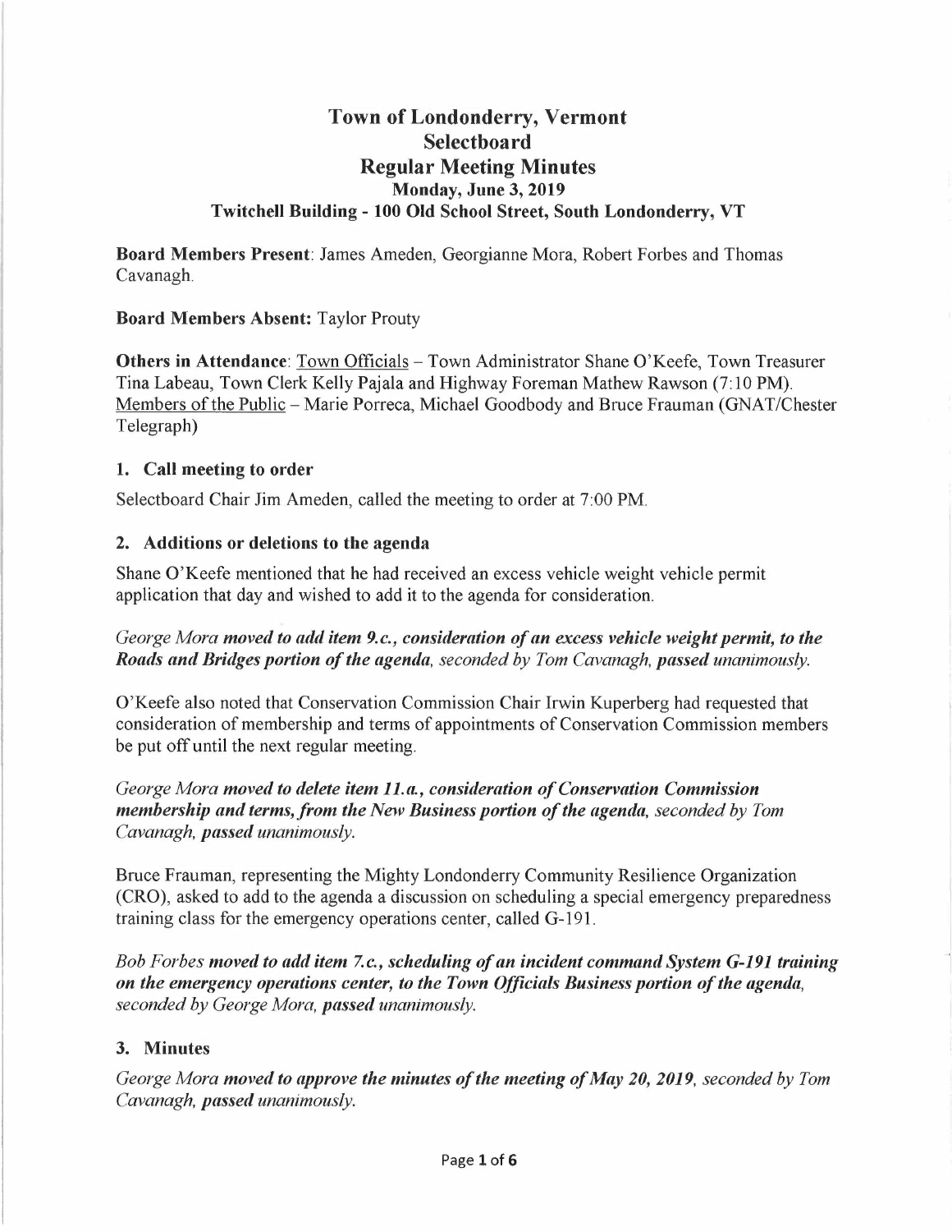# Town of Londonderry, Vermont
## Selectboard
## Regular Meeting Minutes
### Monday, June 3, 2019
### Twitchell Building - 100 Old School Street, South Londonderry, VT

**Board Members Present**: James Ameden, Georgianne Mora, Robert Forbes and Thomas Cavanagh.

**Board Members Absent:** Taylor Prouty

**Others in Attendance**: Town Officials – Town Administrator Shane O'Keefe, Town Treasurer Tina Labeau, Town Clerk Kelly Pajala and Highway Foreman Mathew Rawson (7:10 PM). Members of the Public – Marie Porreca, Michael Goodbody and Bruce Frauman (GNAT/Chester Telegraph)

### 1. Call meeting to order

Selectboard Chair Jim Ameden, called the meeting to order at 7:00 PM.

### 2. Additions or deletions to the agenda

Shane O'Keefe mentioned that he had received an excess vehicle weight vehicle permit application that day and wished to add it to the agenda for consideration.

*George Mora **moved to add item 9.c., consideration of an excess vehicle weight permit, to the Roads and Bridges portion of the agenda**, seconded by Tom Cavanagh, **passed** unanimously.*

O'Keefe also noted that Conservation Commission Chair Irwin Kuperberg had requested that consideration of membership and terms of appointments of Conservation Commission members be put off until the next regular meeting.

*George Mora **moved to delete item 11.a., consideration of Conservation Commission membership and terms, from the New Business portion of the agenda**, seconded by Tom Cavanagh, **passed** unanimously.*

Bruce Frauman, representing the Mighty Londonderry Community Resilience Organization (CRO), asked to add to the agenda a discussion on scheduling a special emergency preparedness training class for the emergency operations center, called G-191.

*Bob Forbes **moved to add item 7.c., scheduling of an incident command System G-191 training on the emergency operations center, to the Town Officials Business portion of the agenda**, seconded by George Mora, **passed** unanimously.*

### 3. Minutes

*George Mora **moved to approve the minutes of the meeting of May 20, 2019**, seconded by Tom Cavanagh, **passed** unanimously.*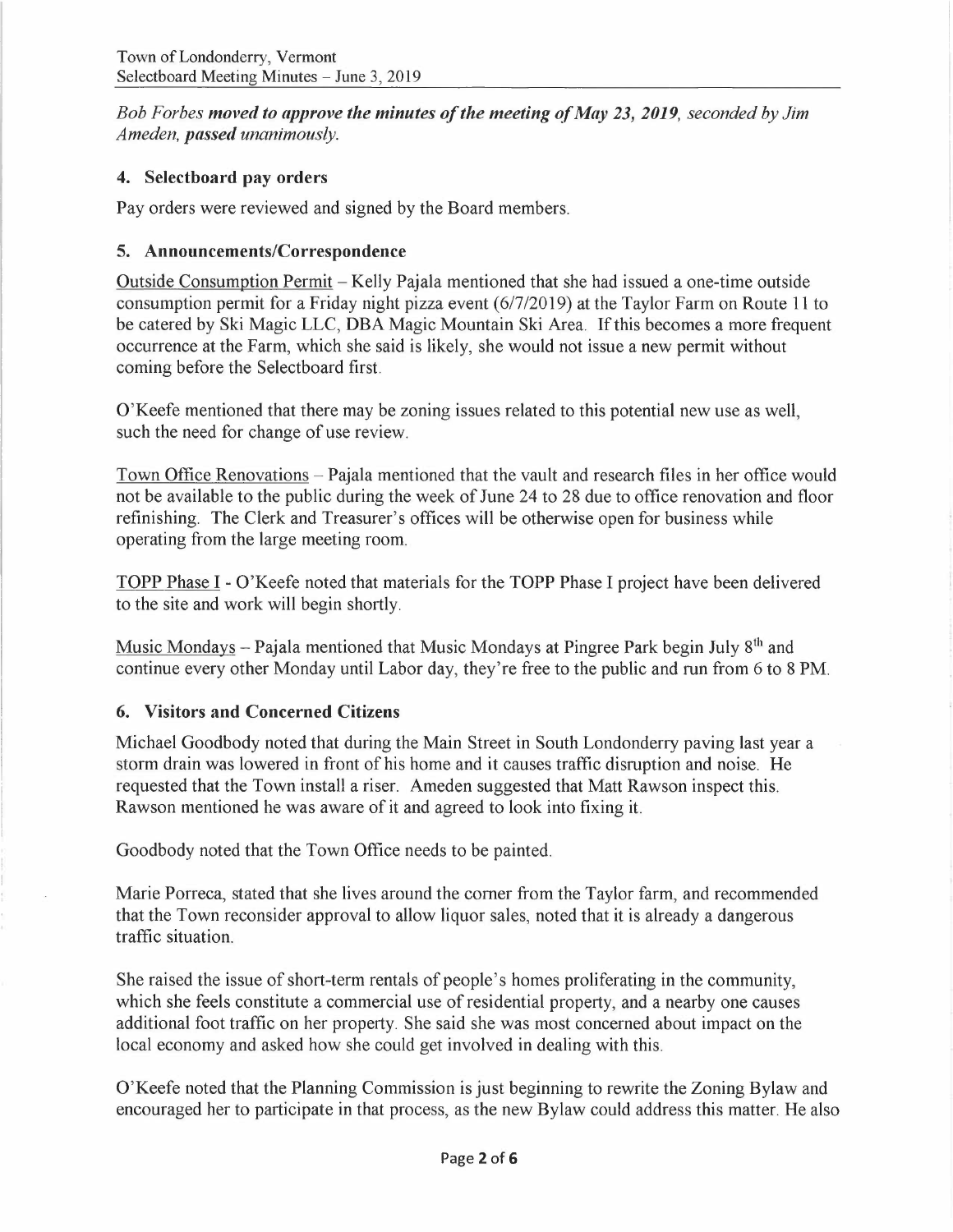*Bob Forbes **moved to approve the minutes of the meeting of May 23, 2019**, seconded by Jim Ameden, **passed** unanimously.*

## 4. Selectboard pay orders

Pay orders were reviewed and signed by the Board members.

## 5. Announcements/Correspondence

Outside Consumption Permit – Kelly Pajala mentioned that she had issued a one-time outside consumption permit for a Friday night pizza event (6/7/2019) at the Taylor Farm on Route 11 to be catered by Ski Magic LLC, DBA Magic Mountain Ski Area. If this becomes a more frequent occurrence at the Farm, which she said is likely, she would not issue a new permit without coming before the Selectboard first.

O'Keefe mentioned that there may be zoning issues related to this potential new use as well, such the need for change of use review.

Town Office Renovations – Pajala mentioned that the vault and research files in her office would not be available to the public during the week of June 24 to 28 due to office renovation and floor refinishing. The Clerk and Treasurer's offices will be otherwise open for business while operating from the large meeting room.

TOPP Phase I - O'Keefe noted that materials for the TOPP Phase I project have been delivered to the site and work will begin shortly.

Music Mondays – Pajala mentioned that Music Mondays at Pingree Park begin July 8th and continue every other Monday until Labor day, they're free to the public and run from 6 to 8 PM.

## 6. Visitors and Concerned Citizens

Michael Goodbody noted that during the Main Street in South Londonderry paving last year a storm drain was lowered in front of his home and it causes traffic disruption and noise. He requested that the Town install a riser. Ameden suggested that Matt Rawson inspect this. Rawson mentioned he was aware of it and agreed to look into fixing it.

Goodbody noted that the Town Office needs to be painted.

Marie Porreca, stated that she lives around the corner from the Taylor farm, and recommended that the Town reconsider approval to allow liquor sales, noted that it is already a dangerous traffic situation.

She raised the issue of short-term rentals of people's homes proliferating in the community, which she feels constitute a commercial use of residential property, and a nearby one causes additional foot traffic on her property. She said she was most concerned about impact on the local economy and asked how she could get involved in dealing with this.

O'Keefe noted that the Planning Commission is just beginning to rewrite the Zoning Bylaw and encouraged her to participate in that process, as the new Bylaw could address this matter. He also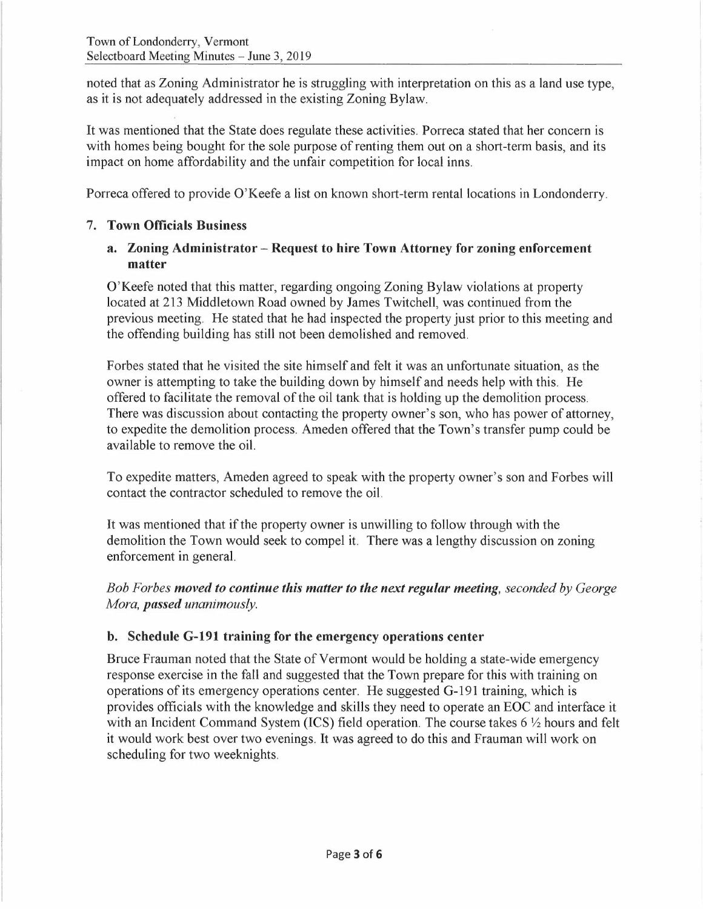noted that as Zoning Administrator he is struggling with interpretation on this as a land use type, as it is not adequately addressed in the existing Zoning Bylaw.

It was mentioned that the State does regulate these activities. Porreca stated that her concern is with homes being bought for the sole purpose of renting them out on a short-term basis, and its impact on home affordability and the unfair competition for local inns.

Porreca offered to provide O'Keefe a list on known short-term rental locations in Londonderry.

## 7. Town Officials Business

### a. Zoning Administrator – Request to hire Town Attorney for zoning enforcement matter

O'Keefe noted that this matter, regarding ongoing Zoning Bylaw violations at property located at 213 Middletown Road owned by James Twitchell, was continued from the previous meeting. He stated that he had inspected the property just prior to this meeting and the offending building has still not been demolished and removed.

Forbes stated that he visited the site himself and felt it was an unfortunate situation, as the owner is attempting to take the building down by himself and needs help with this. He offered to facilitate the removal of the oil tank that is holding up the demolition process. There was discussion about contacting the property owner's son, who has power of attorney, to expedite the demolition process. Ameden offered that the Town's transfer pump could be available to remove the oil.

To expedite matters, Ameden agreed to speak with the property owner's son and Forbes will contact the contractor scheduled to remove the oil.

It was mentioned that if the property owner is unwilling to follow through with the demolition the Town would seek to compel it. There was a lengthy discussion on zoning enforcement in general.

*Bob Forbes **moved to continue this matter to the next regular meeting**, seconded by George Mora, **passed** unanimously.*

### b. Schedule G-191 training for the emergency operations center

Bruce Frauman noted that the State of Vermont would be holding a state-wide emergency response exercise in the fall and suggested that the Town prepare for this with training on operations of its emergency operations center. He suggested G-191 training, which is provides officials with the knowledge and skills they need to operate an EOC and interface it with an Incident Command System (ICS) field operation. The course takes 6 ½ hours and felt it would work best over two evenings. It was agreed to do this and Frauman will work on scheduling for two weeknights.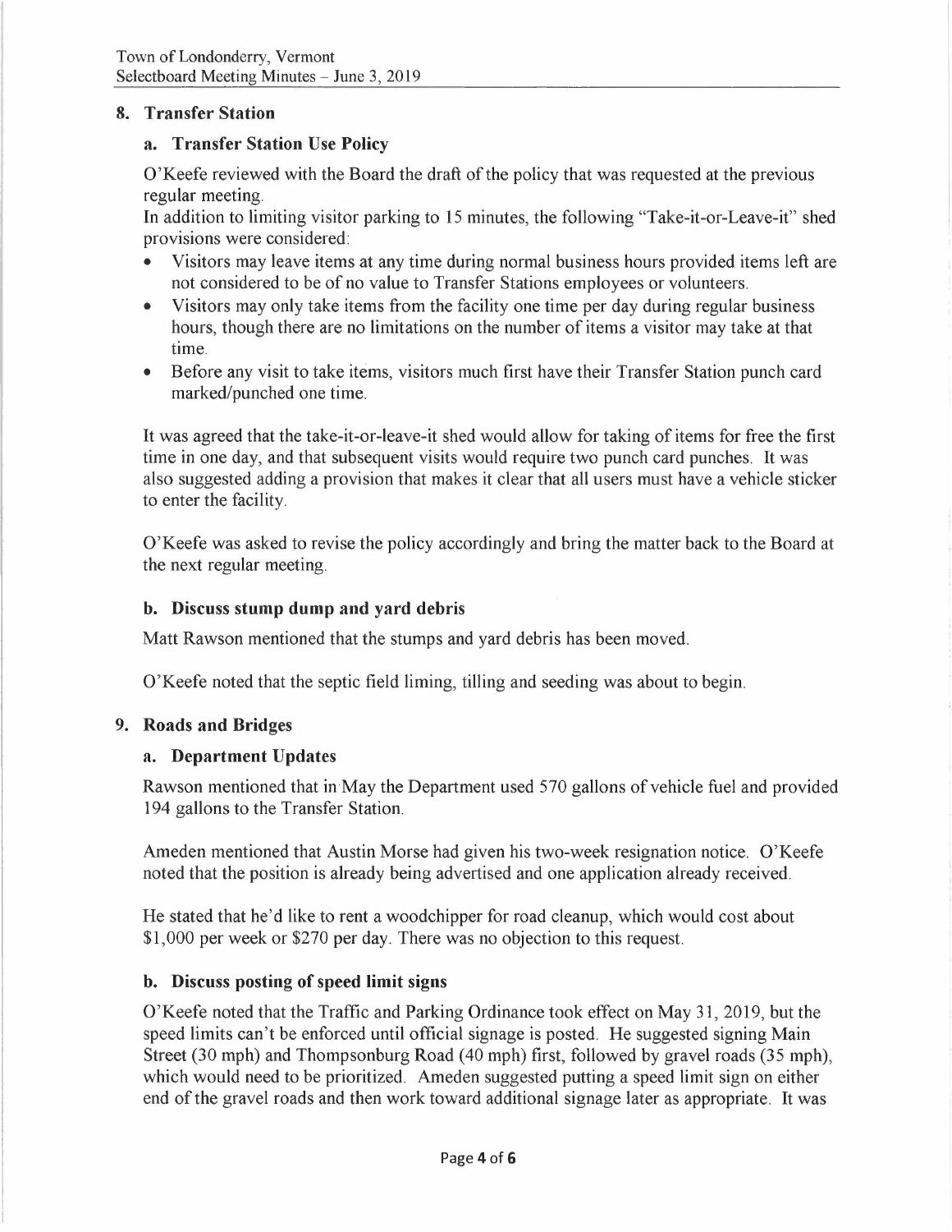## 8. Transfer Station

### a. Transfer Station Use Policy

O'Keefe reviewed with the Board the draft of the policy that was requested at the previous regular meeting.

In addition to limiting visitor parking to 15 minutes, the following "Take-it-or-Leave-it" shed provisions were considered:

- Visitors may leave items at any time during normal business hours provided items left are not considered to be of no value to Transfer Stations employees or volunteers.
- Visitors may only take items from the facility one time per day during regular business hours, though there are no limitations on the number of items a visitor may take at that time.
- Before any visit to take items, visitors much first have their Transfer Station punch card marked/punched one time.

It was agreed that the take-it-or-leave-it shed would allow for taking of items for free the first time in one day, and that subsequent visits would require two punch card punches. It was also suggested adding a provision that makes it clear that all users must have a vehicle sticker to enter the facility.

O'Keefe was asked to revise the policy accordingly and bring the matter back to the Board at the next regular meeting.

### b. Discuss stump dump and yard debris

Matt Rawson mentioned that the stumps and yard debris has been moved.

O'Keefe noted that the septic field liming, tilling and seeding was about to begin.

## 9. Roads and Bridges

### a. Department Updates

Rawson mentioned that in May the Department used 570 gallons of vehicle fuel and provided 194 gallons to the Transfer Station.

Ameden mentioned that Austin Morse had given his two-week resignation notice. O'Keefe noted that the position is already being advertised and one application already received.

He stated that he'd like to rent a woodchipper for road cleanup, which would cost about $1,000 per week or $270 per day. There was no objection to this request.

### b. Discuss posting of speed limit signs

O'Keefe noted that the Traffic and Parking Ordinance took effect on May 31, 2019, but the speed limits can't be enforced until official signage is posted. He suggested signing Main Street (30 mph) and Thompsonburg Road (40 mph) first, followed by gravel roads (35 mph), which would need to be prioritized. Ameden suggested putting a speed limit sign on either end of the gravel roads and then work toward additional signage later as appropriate. It was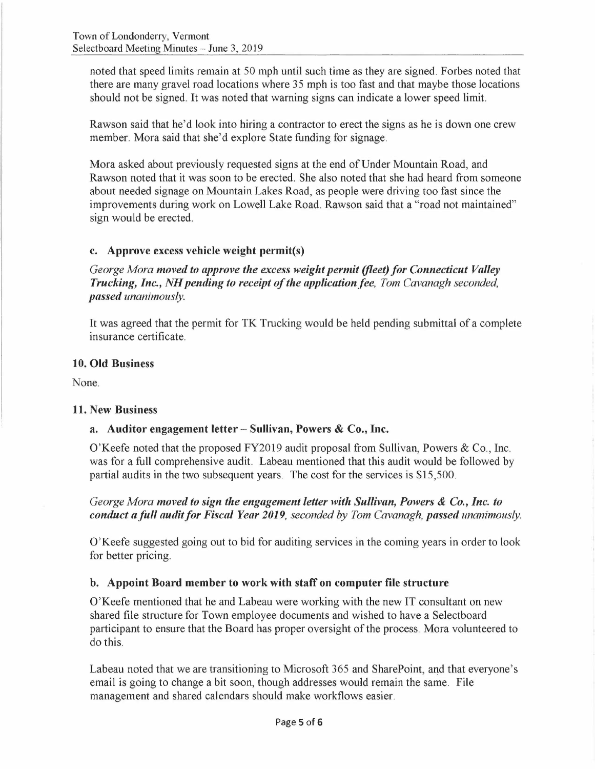noted that speed limits remain at 50 mph until such time as they are signed. Forbes noted that there are many gravel road locations where 35 mph is too fast and that maybe those locations should not be signed. It was noted that warning signs can indicate a lower speed limit.

Rawson said that he'd look into hiring a contractor to erect the signs as he is down one crew member. Mora said that she'd explore State funding for signage.

Mora asked about previously requested signs at the end of Under Mountain Road, and Rawson noted that it was soon to be erected. She also noted that she had heard from someone about needed signage on Mountain Lakes Road, as people were driving too fast since the improvements during work on Lowell Lake Road. Rawson said that a "road not maintained" sign would be erected.

### c. Approve excess vehicle weight permit(s)

*George Mora* ***moved to approve the excess weight permit (fleet) for Connecticut Valley Trucking, Inc., NH pending to receipt of the application fee****, Tom Cavanagh seconded,* ***passed*** *unanimously.*

It was agreed that the permit for TK Trucking would be held pending submittal of a complete insurance certificate.

## 10. Old Business

None.

## 11. New Business

### a. Auditor engagement letter – Sullivan, Powers & Co., Inc.

O'Keefe noted that the proposed FY2019 audit proposal from Sullivan, Powers & Co., Inc. was for a full comprehensive audit. Labeau mentioned that this audit would be followed by partial audits in the two subsequent years. The cost for the services is $15,500.

*George Mora* ***moved to sign the engagement letter with Sullivan, Powers & Co., Inc. to conduct a full audit for Fiscal Year 2019****, seconded by Tom Cavanagh,* ***passed*** *unanimously.*

O'Keefe suggested going out to bid for auditing services in the coming years in order to look for better pricing.

### b. Appoint Board member to work with staff on computer file structure

O'Keefe mentioned that he and Labeau were working with the new IT consultant on new shared file structure for Town employee documents and wished to have a Selectboard participant to ensure that the Board has proper oversight of the process. Mora volunteered to do this.

Labeau noted that we are transitioning to Microsoft 365 and SharePoint, and that everyone's email is going to change a bit soon, though addresses would remain the same. File management and shared calendars should make workflows easier.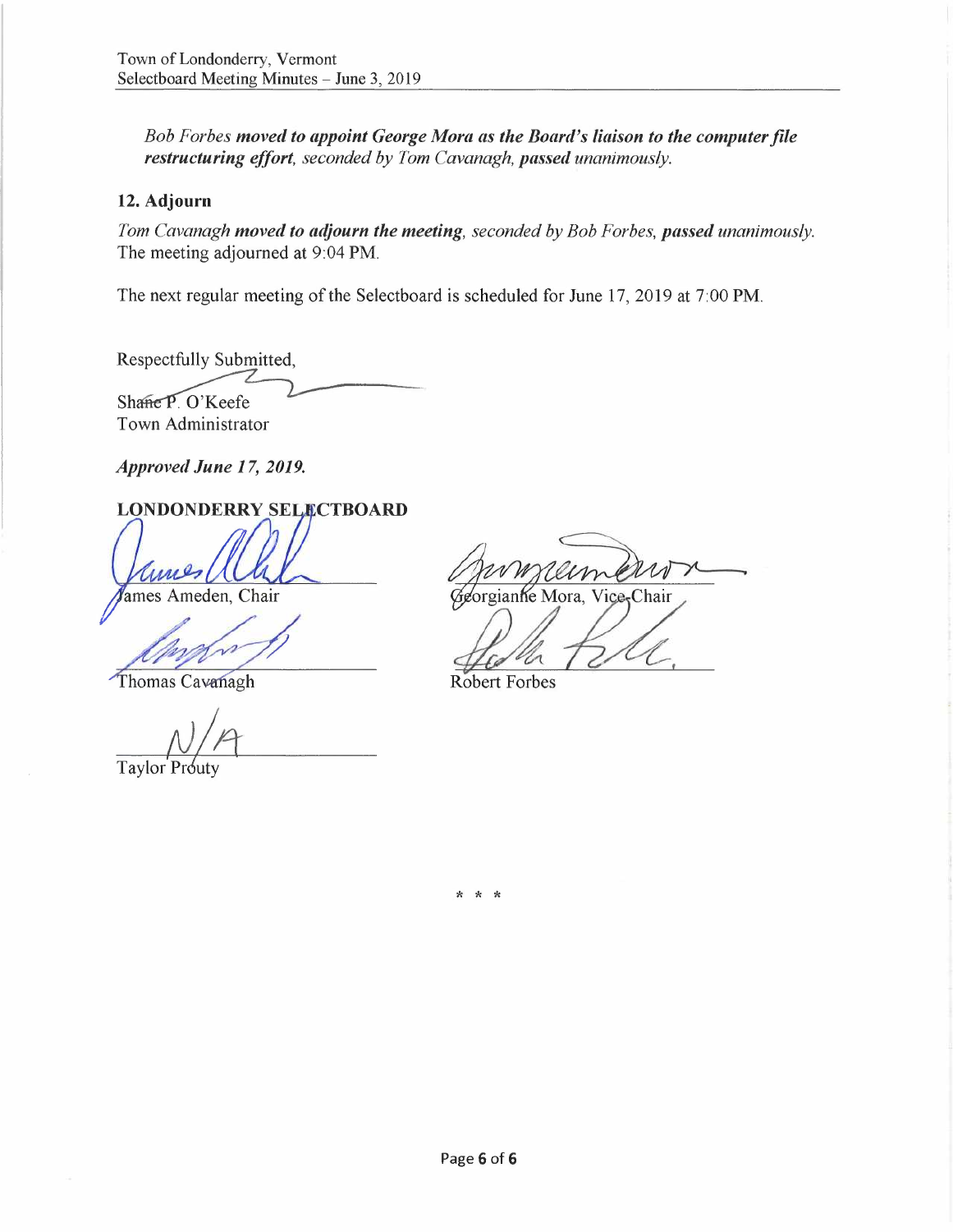*Bob Forbes **moved to appoint George Mora as the Board's liaison to the computer file restructuring effort**, seconded by Tom Cavanagh, **passed** unanimously.*

### 12. Adjourn

*Tom Cavanagh **moved to adjourn the meeting**, seconded by Bob Forbes, **passed** unanimously.* The meeting adjourned at 9:04 PM.

The next regular meeting of the Selectboard is scheduled for June 17, 2019 at 7:00 PM.

Respectfully Submitted,

Shane P. O'Keefe
Town Administrator

***Approved June 17, 2019.***

**LONDONDERRY SELECTBOARD**

James Ameden, Chair

Georgianne Mora, Vice-Chair

Thomas Cavanagh

Robert Forbes

N/A
Taylor Prouty

\* \* \*